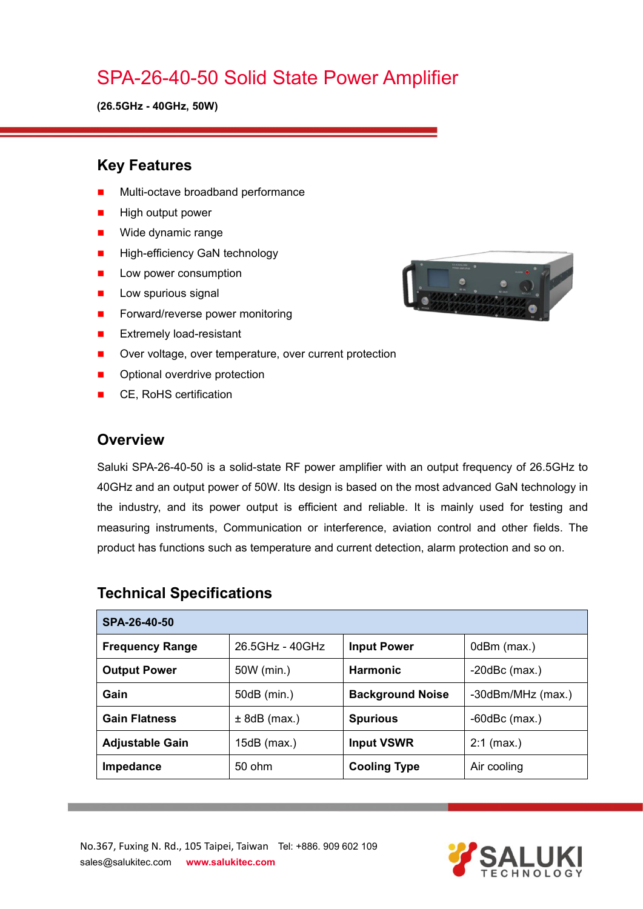# SPA-26-40-50 Solid State Power Amplifier

**(26.5GHz - 40GHz, 50W)**

## Key Features

- Multi-octave broadband performance
- High output power
- Wide dynamic range
- High-efficiency GaN technology
- Low power consumption
- Low spurious signal
- Forward/reverse power monitoring
- Extremely load-resistant
- Over voltage, over temperature, over current protection
- Optional overdrive protection
- CE, RoHS certification

## Overview

Saluki SPA-26-40-50 is a solid-state RF power amplifier with an output frequency of 26.5GHz to 40GHz and an output power of 50W. Its design is based on the most advanced GaN technology in the industry, and its power output is efficient and reliable. It is mainly used for testing and measuring instruments, Communication or interference, aviation control and other fields. The product has functions such as temperature and current detection, alarm protection and so on.

## Technical Specifications

| **SPA-26-40-50** | | | |
|---|---|---|---|
| **Frequency Range** | 26.5GHz - 40GHz | **Input Power** | 0dBm (max.) |
| **Output Power** | 50W (min.) | **Harmonic** | -20dBc (max.) |
| **Gain** | 50dB (min.) | **Background Noise** | -30dBm/MHz (max.) |
| **Gain Flatness** | ± 8dB (max.) | **Spurious** | -60dBc (max.) |
| **Adjustable Gain** | 15dB (max.) | **Input VSWR** | 2:1 (max.) |
| **Impedance** | 50 ohm | **Cooling Type** | Air cooling |

No.367, Fuxing N. Rd., 105 Taipei, Taiwan Tel: +886. 909 602 109
sales@salukitec.com **www.salukitec.com**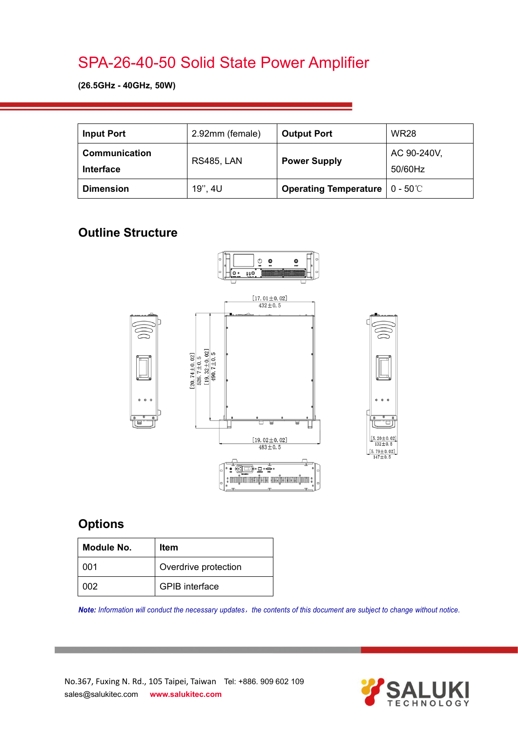# SPA-26-40-50 Solid State Power Amplifier

**(26.5GHz - 40GHz, 50W)**

| | | | |
|---|---|---|---|
| **Input Port** | 2.92mm (female) | **Output Port** | WR28 |
| **Communication Interface** | RS485, LAN | **Power Supply** | AC 90-240V, 50/60Hz |
| **Dimension** | 19'', 4U | **Operating Temperature** | 0 - 50℃ |

## Outline Structure

[17.01±0.02]
432±0.5

[20.74±0.02]
526.7±0.5
[19.32±0.02]
490.7±0.5

[19.02±0.02]
483±0.5

[5.20±0.02]
132±0.5
[5.79±0.02]
147±0.5

## Options

| Module No. | Item |
|---|---|
| 001 | Overdrive protection |
| 002 | GPIB interface |

***Note:*** *Information will conduct the necessary updates，the contents of this document are subject to change without notice.*

No.367, Fuxing N. Rd., 105 Taipei, Taiwan Tel: +886. 909 602 109
sales@salukitec.com **www.salukitec.com**

SALUKI TECHNOLOGY